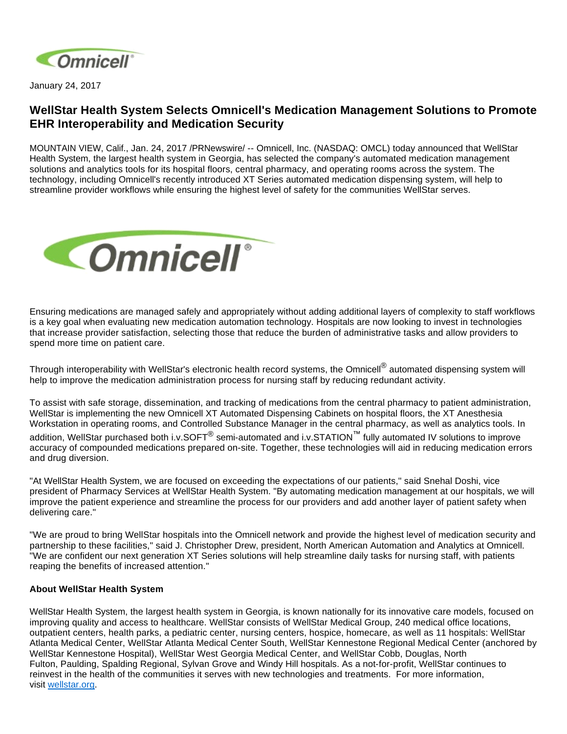January 24, 2017

# WellStar Health System Selects Omnicell's Medication Management Solutions to Promote EHR Interoperability and Medication Security

MOUNTAIN VIEW, Calif., Jan. 24, 2017 /PRNewswire/ -- Omnicell, Inc. (NASDAQ: OMCL) today announced that WellStar Health System, the largest health system in Georgia, has selected the company's automated medication management solutions and analytics tools for its hospital floors, central pharmacy, and operating rooms across the system. The technology, including Omnicell's recently introduced XT Series automated medication dispensing system, will help to streamline provider workflows while ensuring the highest level of safety for the communities WellStar serves.

Ensuring medications are managed safely and appropriately without adding additional layers of complexity to staff workflows is a key goal when evaluating new medication automation technology. Hospitals are now looking to invest in technologies that increase provider satisfaction, selecting those that reduce the burden of administrative tasks and allow providers to spend more time on patient care.

Through interoperability with WellStar's electronic health record systems, the Omnicell® automated dispensing system will help to improve the medication administration process for nursing staff by reducing redundant activity.

To assist with safe storage, dissemination, and tracking of medications from the central pharmacy to patient administration, WellStar is implementing the new Omnicell XT Automated Dispensing Cabinets on hospital floors, the XT Anesthesia Workstation in operating rooms, and Controlled Substance Manager in the central pharmacy, as well as analytics tools. In addition, WellStar purchased both i.v.SOFT® semi-automated and i.v.STATION™ fully automated IV solutions to improve accuracy of compounded medications prepared on-site. Together, these technologies will aid in reducing medication errors and drug diversion.

"At WellStar Health System, we are focused on exceeding the expectations of our patients," said Snehal Doshi, vice president of Pharmacy Services at WellStar Health System. "By automating medication management at our hospitals, we will improve the patient experience and streamline the process for our providers and add another layer of patient safety when delivering care."

"We are proud to bring WellStar hospitals into the Omnicell network and provide the highest level of medication security and partnership to these facilities," said J. Christopher Drew, president, North American Automation and Analytics at Omnicell. "We are confident our next generation XT Series solutions will help streamline daily tasks for nursing staff, with patients reaping the benefits of increased attention."

**About WellStar Health System**

WellStar Health System, the largest health system in Georgia, is known nationally for its innovative care models, focused on improving quality and access to healthcare. WellStar consists of WellStar Medical Group, 240 medical office locations, outpatient centers, health parks, a pediatric center, nursing centers, hospice, homecare, as well as 11 hospitals: WellStar Atlanta Medical Center, WellStar Atlanta Medical Center South, WellStar Kennestone Regional Medical Center (anchored by WellStar Kennestone Hospital), WellStar West Georgia Medical Center, and WellStar Cobb, Douglas, North Fulton, Paulding, Spalding Regional, Sylvan Grove and Windy Hill hospitals. As a not-for-profit, WellStar continues to reinvest in the health of the communities it serves with new technologies and treatments. For more information, visit wellstar.org.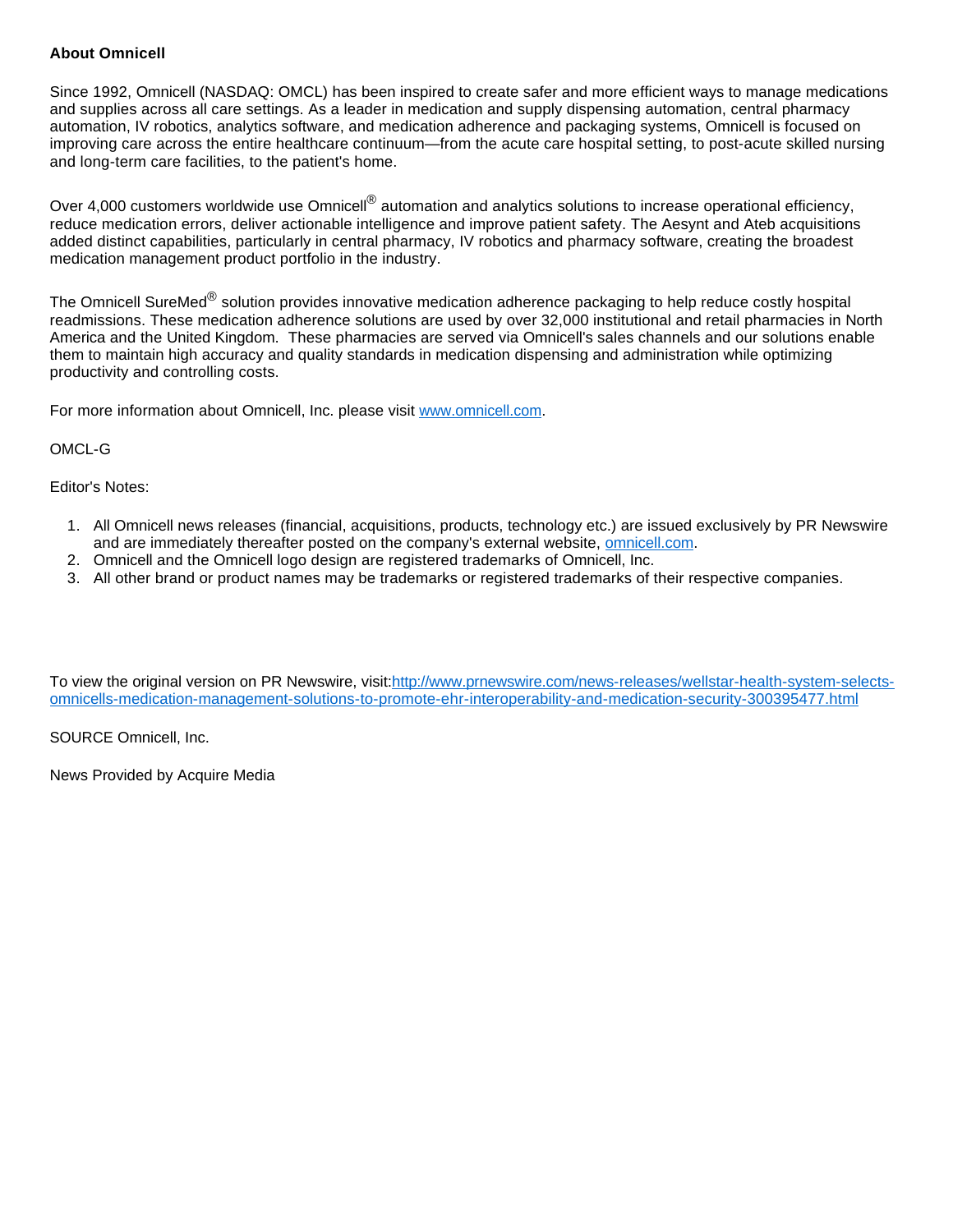**About Omnicell**

Since 1992, Omnicell (NASDAQ: OMCL) has been inspired to create safer and more efficient ways to manage medications and supplies across all care settings. As a leader in medication and supply dispensing automation, central pharmacy automation, IV robotics, analytics software, and medication adherence and packaging systems, Omnicell is focused on improving care across the entire healthcare continuum—from the acute care hospital setting, to post-acute skilled nursing and long-term care facilities, to the patient's home.

Over 4,000 customers worldwide use Omnicell® automation and analytics solutions to increase operational efficiency, reduce medication errors, deliver actionable intelligence and improve patient safety. The Aesynt and Ateb acquisitions added distinct capabilities, particularly in central pharmacy, IV robotics and pharmacy software, creating the broadest medication management product portfolio in the industry.

The Omnicell SureMed® solution provides innovative medication adherence packaging to help reduce costly hospital readmissions. These medication adherence solutions are used by over 32,000 institutional and retail pharmacies in North America and the United Kingdom. These pharmacies are served via Omnicell's sales channels and our solutions enable them to maintain high accuracy and quality standards in medication dispensing and administration while optimizing productivity and controlling costs.

For more information about Omnicell, Inc. please visit [www.omnicell.com](http://www.omnicell.com).

OMCL-G

Editor's Notes:

1. All Omnicell news releases (financial, acquisitions, products, technology etc.) are issued exclusively by PR Newswire and are immediately thereafter posted on the company's external website, [omnicell.com](http://omnicell.com).
2. Omnicell and the Omnicell logo design are registered trademarks of Omnicell, Inc.
3. All other brand or product names may be trademarks or registered trademarks of their respective companies.

To view the original version on PR Newswire, visit:[http://www.prnewswire.com/news-releases/wellstar-health-system-selects-omnicells-medication-management-solutions-to-promote-ehr-interoperability-and-medication-security-300395477.html](http://www.prnewswire.com/news-releases/wellstar-health-system-selects-omnicells-medication-management-solutions-to-promote-ehr-interoperability-and-medication-security-300395477.html)

SOURCE Omnicell, Inc.

News Provided by Acquire Media